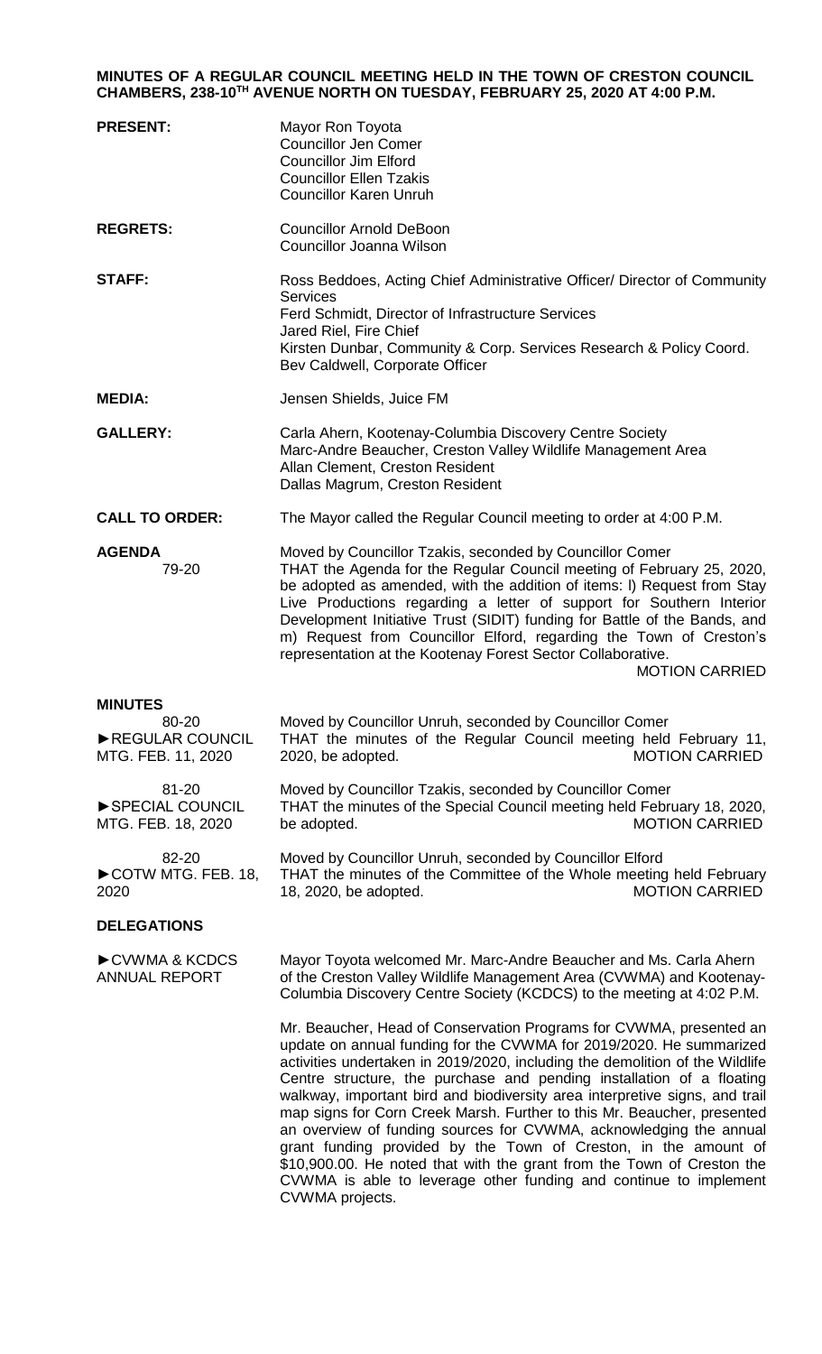**MINUTES OF A REGULAR COUNCIL MEETING HELD IN THE TOWN OF CRESTON COUNCIL CHAMBERS, 238-10TH AVENUE NORTH ON TUESDAY, FEBRUARY 25, 2020 AT 4:00 P.M.**

**PRESENT:**
Mayor Ron Toyota
Councillor Jen Comer
Councillor Jim Elford
Councillor Ellen Tzakis
Councillor Karen Unruh

**REGRETS:**
Councillor Arnold DeBoon
Councillor Joanna Wilson

**STAFF:**
Ross Beddoes, Acting Chief Administrative Officer/ Director of Community Services
Ferd Schmidt, Director of Infrastructure Services
Jared Riel, Fire Chief
Kirsten Dunbar, Community & Corp. Services Research & Policy Coord.
Bev Caldwell, Corporate Officer

**MEDIA:**
Jensen Shields, Juice FM

**GALLERY:**
Carla Ahern, Kootenay-Columbia Discovery Centre Society
Marc-Andre Beaucher, Creston Valley Wildlife Management Area
Allan Clement, Creston Resident
Dallas Magrum, Creston Resident

**CALL TO ORDER:**
The Mayor called the Regular Council meeting to order at 4:00 P.M.

**AGENDA**
79-20

Moved by Councillor Tzakis, seconded by Councillor Comer
THAT the Agenda for the Regular Council meeting of February 25, 2020, be adopted as amended, with the addition of items: l) Request from Stay Live Productions regarding a letter of support for Southern Interior Development Initiative Trust (SIDIT) funding for Battle of the Bands, and m) Request from Councillor Elford, regarding the Town of Creston's representation at the Kootenay Forest Sector Collaborative.
MOTION CARRIED

**MINUTES**

80-20
►REGULAR COUNCIL MTG. FEB. 11, 2020

Moved by Councillor Unruh, seconded by Councillor Comer
THAT the minutes of the Regular Council meeting held February 11, 2020, be adopted.
MOTION CARRIED

81-20
►SPECIAL COUNCIL MTG. FEB. 18, 2020

Moved by Councillor Tzakis, seconded by Councillor Comer
THAT the minutes of the Special Council meeting held February 18, 2020, be adopted.
MOTION CARRIED

82-20
►COTW MTG. FEB. 18, 2020

Moved by Councillor Unruh, seconded by Councillor Elford
THAT the minutes of the Committee of the Whole meeting held February 18, 2020, be adopted.
MOTION CARRIED

**DELEGATIONS**

►CVWMA & KCDCS ANNUAL REPORT

Mayor Toyota welcomed Mr. Marc-Andre Beaucher and Ms. Carla Ahern of the Creston Valley Wildlife Management Area (CVWMA) and Kootenay-Columbia Discovery Centre Society (KCDCS) to the meeting at 4:02 P.M.

Mr. Beaucher, Head of Conservation Programs for CVWMA, presented an update on annual funding for the CVWMA for 2019/2020. He summarized activities undertaken in 2019/2020, including the demolition of the Wildlife Centre structure, the purchase and pending installation of a floating walkway, important bird and biodiversity area interpretive signs, and trail map signs for Corn Creek Marsh. Further to this Mr. Beaucher, presented an overview of funding sources for CVWMA, acknowledging the annual grant funding provided by the Town of Creston, in the amount of $10,900.00. He noted that with the grant from the Town of Creston the CVWMA is able to leverage other funding and continue to implement CVWMA projects.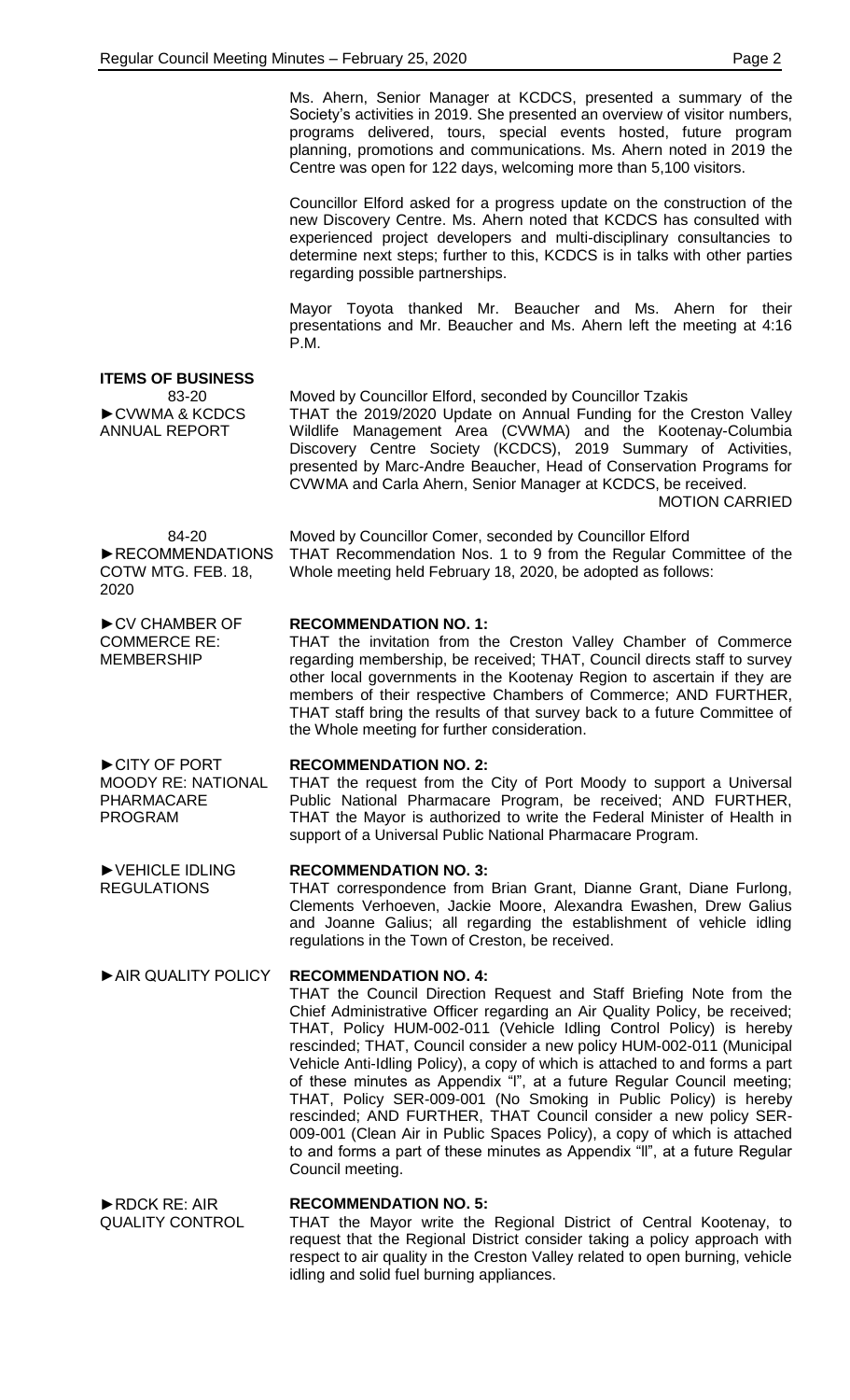Ms. Ahern, Senior Manager at KCDCS, presented a summary of the Society's activities in 2019. She presented an overview of visitor numbers, programs delivered, tours, special events hosted, future program planning, promotions and communications. Ms. Ahern noted in 2019 the Centre was open for 122 days, welcoming more than 5,100 visitors.

Councillor Elford asked for a progress update on the construction of the new Discovery Centre. Ms. Ahern noted that KCDCS has consulted with experienced project developers and multi-disciplinary consultancies to determine next steps; further to this, KCDCS is in talks with other parties regarding possible partnerships.

Mayor Toyota thanked Mr. Beaucher and Ms. Ahern for their presentations and Mr. Beaucher and Ms. Ahern left the meeting at 4:16 P.M.

## ITEMS OF BUSINESS

**83-20**
**►CVWMA & KCDCS ANNUAL REPORT**

Moved by Councillor Elford, seconded by Councillor Tzakis
THAT the 2019/2020 Update on Annual Funding for the Creston Valley Wildlife Management Area (CVWMA) and the Kootenay-Columbia Discovery Centre Society (KCDCS), 2019 Summary of Activities, presented by Marc-Andre Beaucher, Head of Conservation Programs for CVWMA and Carla Ahern, Senior Manager at KCDCS, be received.

MOTION CARRIED

**84-20**
**►RECOMMENDATIONS COTW MTG. FEB. 18, 2020**

Moved by Councillor Comer, seconded by Councillor Elford
THAT Recommendation Nos. 1 to 9 from the Regular Committee of the Whole meeting held February 18, 2020, be adopted as follows:

**►CV CHAMBER OF COMMERCE RE: MEMBERSHIP**

**RECOMMENDATION NO. 1:**
THAT the invitation from the Creston Valley Chamber of Commerce regarding membership, be received; THAT, Council directs staff to survey other local governments in the Kootenay Region to ascertain if they are members of their respective Chambers of Commerce; AND FURTHER, THAT staff bring the results of that survey back to a future Committee of the Whole meeting for further consideration.

**►CITY OF PORT MOODY RE: NATIONAL PHARMACARE PROGRAM**

**RECOMMENDATION NO. 2:**
THAT the request from the City of Port Moody to support a Universal Public National Pharmacare Program, be received; AND FURTHER, THAT the Mayor is authorized to write the Federal Minister of Health in support of a Universal Public National Pharmacare Program.

**►VEHICLE IDLING REGULATIONS**

**RECOMMENDATION NO. 3:**
THAT correspondence from Brian Grant, Dianne Grant, Diane Furlong, Clements Verhoeven, Jackie Moore, Alexandra Ewashen, Drew Galius and Joanne Galius; all regarding the establishment of vehicle idling regulations in the Town of Creston, be received.

**►AIR QUALITY POLICY**

**RECOMMENDATION NO. 4:**
THAT the Council Direction Request and Staff Briefing Note from the Chief Administrative Officer regarding an Air Quality Policy, be received; THAT, Policy HUM-002-011 (Vehicle Idling Control Policy) is hereby rescinded; THAT, Council consider a new policy HUM-002-011 (Municipal Vehicle Anti-Idling Policy), a copy of which is attached to and forms a part of these minutes as Appendix "I", at a future Regular Council meeting; THAT, Policy SER-009-001 (No Smoking in Public Policy) is hereby rescinded; AND FURTHER, THAT Council consider a new policy SER-009-001 (Clean Air in Public Spaces Policy), a copy of which is attached to and forms a part of these minutes as Appendix "II", at a future Regular Council meeting.

**►RDCK RE: AIR QUALITY CONTROL**

**RECOMMENDATION NO. 5:**
THAT the Mayor write the Regional District of Central Kootenay, to request that the Regional District consider taking a policy approach with respect to air quality in the Creston Valley related to open burning, vehicle idling and solid fuel burning appliances.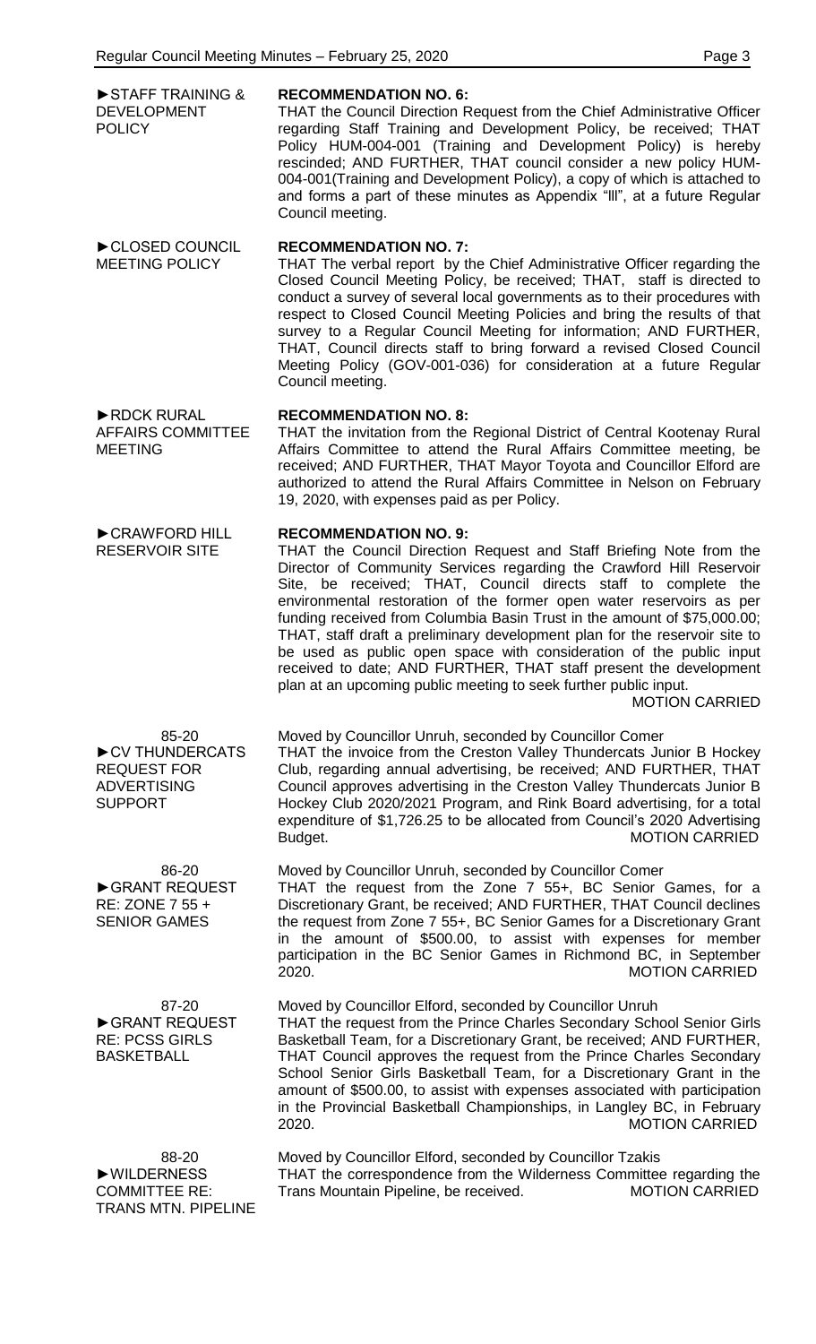►STAFF TRAINING & DEVELOPMENT POLICY

**RECOMMENDATION NO. 6:**
THAT the Council Direction Request from the Chief Administrative Officer regarding Staff Training and Development Policy, be received; THAT Policy HUM-004-001 (Training and Development Policy) is hereby rescinded; AND FURTHER, THAT council consider a new policy HUM-004-001(Training and Development Policy), a copy of which is attached to and forms a part of these minutes as Appendix "III", at a future Regular Council meeting.

►CLOSED COUNCIL MEETING POLICY

**RECOMMENDATION NO. 7:**
THAT The verbal report by the Chief Administrative Officer regarding the Closed Council Meeting Policy, be received; THAT, staff is directed to conduct a survey of several local governments as to their procedures with respect to Closed Council Meeting Policies and bring the results of that survey to a Regular Council Meeting for information; AND FURTHER, THAT, Council directs staff to bring forward a revised Closed Council Meeting Policy (GOV-001-036) for consideration at a future Regular Council meeting.

►RDCK RURAL AFFAIRS COMMITTEE MEETING

**RECOMMENDATION NO. 8:**
THAT the invitation from the Regional District of Central Kootenay Rural Affairs Committee to attend the Rural Affairs Committee meeting, be received; AND FURTHER, THAT Mayor Toyota and Councillor Elford are authorized to attend the Rural Affairs Committee in Nelson on February 19, 2020, with expenses paid as per Policy.

►CRAWFORD HILL RESERVOIR SITE

**RECOMMENDATION NO. 9:**
THAT the Council Direction Request and Staff Briefing Note from the Director of Community Services regarding the Crawford Hill Reservoir Site, be received; THAT, Council directs staff to complete the environmental restoration of the former open water reservoirs as per funding received from Columbia Basin Trust in the amount of $75,000.00; THAT, staff draft a preliminary development plan for the reservoir site to be used as public open space with consideration of the public input received to date; AND FURTHER, THAT staff present the development plan at an upcoming public meeting to seek further public input.

MOTION CARRIED

85-20
►CV THUNDERCATS REQUEST FOR ADVERTISING SUPPORT

Moved by Councillor Unruh, seconded by Councillor Comer
THAT the invoice from the Creston Valley Thundercats Junior B Hockey Club, regarding annual advertising, be received; AND FURTHER, THAT Council approves advertising in the Creston Valley Thundercats Junior B Hockey Club 2020/2021 Program, and Rink Board advertising, for a total expenditure of $1,726.25 to be allocated from Council's 2020 Advertising Budget.

MOTION CARRIED

86-20
►GRANT REQUEST RE: ZONE 7 55 + SENIOR GAMES

Moved by Councillor Unruh, seconded by Councillor Comer
THAT the request from the Zone 7 55+, BC Senior Games, for a Discretionary Grant, be received; AND FURTHER, THAT Council declines the request from Zone 7 55+, BC Senior Games for a Discretionary Grant in the amount of $500.00, to assist with expenses for member participation in the BC Senior Games in Richmond BC, in September 2020.

MOTION CARRIED

87-20
►GRANT REQUEST RE: PCSS GIRLS BASKETBALL

Moved by Councillor Elford, seconded by Councillor Unruh
THAT the request from the Prince Charles Secondary School Senior Girls Basketball Team, for a Discretionary Grant, be received; AND FURTHER, THAT Council approves the request from the Prince Charles Secondary School Senior Girls Basketball Team, for a Discretionary Grant in the amount of $500.00, to assist with expenses associated with participation in the Provincial Basketball Championships, in Langley BC, in February 2020.

MOTION CARRIED

88-20
►WILDERNESS COMMITTEE RE: TRANS MTN. PIPELINE

Moved by Councillor Elford, seconded by Councillor Tzakis
THAT the correspondence from the Wilderness Committee regarding the Trans Mountain Pipeline, be received.

MOTION CARRIED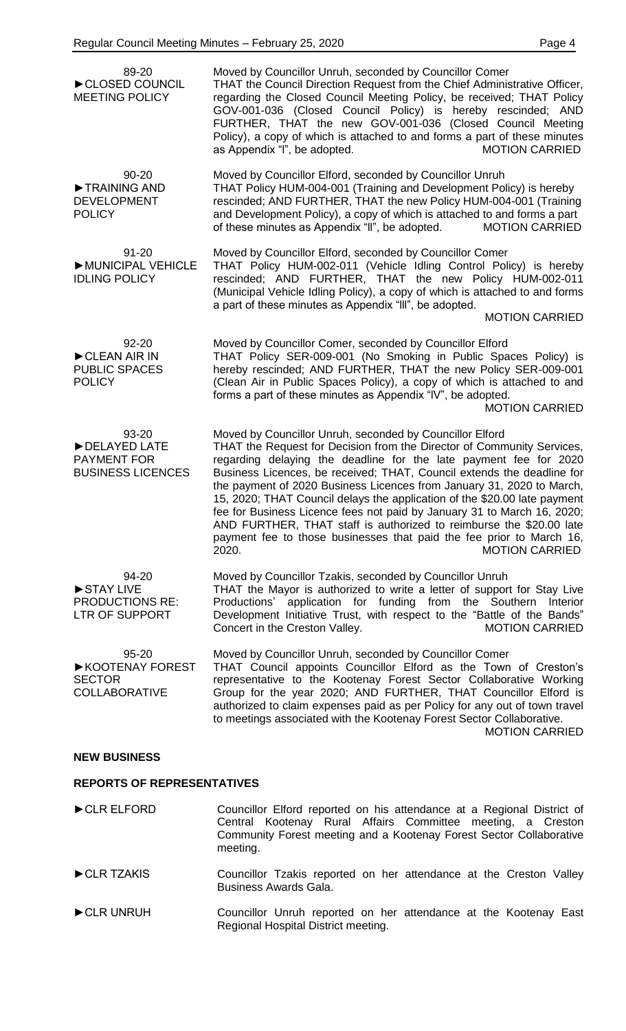| | |
|---|---|
| 89-20<br>►CLOSED COUNCIL MEETING POLICY | Moved by Councillor Unruh, seconded by Councillor Comer<br>THAT the Council Direction Request from the Chief Administrative Officer, regarding the Closed Council Meeting Policy, be received; THAT Policy GOV-001-036 (Closed Council Policy) is hereby rescinded; AND FURTHER, THAT the new GOV-001-036 (Closed Council Meeting Policy), a copy of which is attached to and forms a part of these minutes as Appendix "I", be adopted. MOTION CARRIED |
| 90-20<br>►TRAINING AND DEVELOPMENT POLICY | Moved by Councillor Elford, seconded by Councillor Unruh<br>THAT Policy HUM-004-001 (Training and Development Policy) is hereby rescinded; AND FURTHER, THAT the new Policy HUM-004-001 (Training and Development Policy), a copy of which is attached to and forms a part of these minutes as Appendix "II", be adopted. MOTION CARRIED |
| 91-20<br>►MUNICIPAL VEHICLE IDLING POLICY | Moved by Councillor Elford, seconded by Councillor Comer<br>THAT Policy HUM-002-011 (Vehicle Idling Control Policy) is hereby rescinded; AND FURTHER, THAT the new Policy HUM-002-011 (Municipal Vehicle Idling Policy), a copy of which is attached to and forms a part of these minutes as Appendix "III", be adopted.<br>MOTION CARRIED |
| 92-20<br>►CLEAN AIR IN PUBLIC SPACES POLICY | Moved by Councillor Comer, seconded by Councillor Elford<br>THAT Policy SER-009-001 (No Smoking in Public Spaces Policy) is hereby rescinded; AND FURTHER, THAT the new Policy SER-009-001 (Clean Air in Public Spaces Policy), a copy of which is attached to and forms a part of these minutes as Appendix "IV", be adopted.<br>MOTION CARRIED |
| 93-20<br>►DELAYED LATE PAYMENT FOR BUSINESS LICENCES | Moved by Councillor Unruh, seconded by Councillor Elford<br>THAT the Request for Decision from the Director of Community Services, regarding delaying the deadline for the late payment fee for 2020 Business Licences, be received; THAT, Council extends the deadline for the payment of 2020 Business Licences from January 31, 2020 to March, 15, 2020; THAT Council delays the application of the $20.00 late payment fee for Business Licence fees not paid by January 31 to March 16, 2020; AND FURTHER, THAT staff is authorized to reimburse the $20.00 late payment fee to those businesses that paid the fee prior to March 16, 2020. MOTION CARRIED |
| 94-20<br>►STAY LIVE PRODUCTIONS RE: LTR OF SUPPORT | Moved by Councillor Tzakis, seconded by Councillor Unruh<br>THAT the Mayor is authorized to write a letter of support for Stay Live Productions' application for funding from the Southern Interior Development Initiative Trust, with respect to the "Battle of the Bands" Concert in the Creston Valley. MOTION CARRIED |
| 95-20<br>►KOOTENAY FOREST SECTOR COLLABORATIVE | Moved by Councillor Unruh, seconded by Councillor Comer<br>THAT Council appoints Councillor Elford as the Town of Creston's representative to the Kootenay Forest Sector Collaborative Working Group for the year 2020; AND FURTHER, THAT Councillor Elford is authorized to claim expenses paid as per Policy for any out of town travel to meetings associated with the Kootenay Forest Sector Collaborative.<br>MOTION CARRIED |

**NEW BUSINESS**

**REPORTS OF REPRESENTATIVES**

| | |
|---|---|
| ►CLR ELFORD | Councillor Elford reported on his attendance at a Regional District of Central Kootenay Rural Affairs Committee meeting, a Creston Community Forest meeting and a Kootenay Forest Sector Collaborative meeting. |
| ►CLR TZAKIS | Councillor Tzakis reported on her attendance at the Creston Valley Business Awards Gala. |
| ►CLR UNRUH | Councillor Unruh reported on her attendance at the Kootenay East Regional Hospital District meeting. |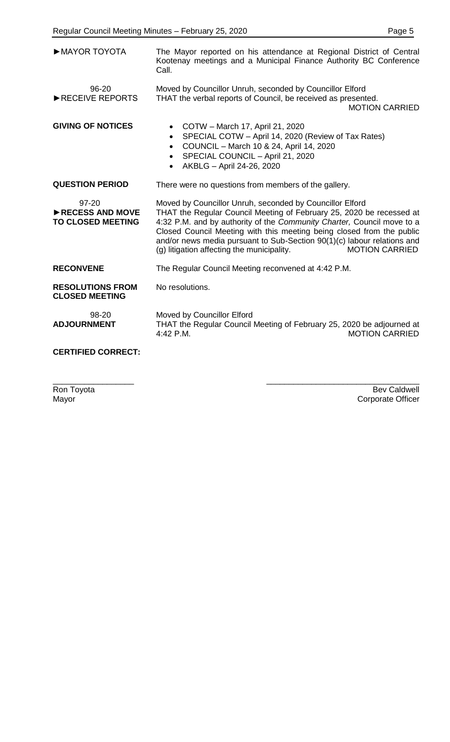**►MAYOR TOYOTA**

The Mayor reported on his attendance at Regional District of Central Kootenay meetings and a Municipal Finance Authority BC Conference Call.

**96-20**
**►RECEIVE REPORTS**

Moved by Councillor Unruh, seconded by Councillor Elford
THAT the verbal reports of Council, be received as presented.
MOTION CARRIED

**GIVING OF NOTICES**

- COTW – March 17, April 21, 2020
- SPECIAL COTW – April 14, 2020 (Review of Tax Rates)
- COUNCIL – March 10 & 24, April 14, 2020
- SPECIAL COUNCIL – April 21, 2020
- AKBLG – April 24-26, 2020

**QUESTION PERIOD**

There were no questions from members of the gallery.

**97-20**
**►RECESS AND MOVE TO CLOSED MEETING**

Moved by Councillor Unruh, seconded by Councillor Elford
THAT the Regular Council Meeting of February 25, 2020 be recessed at 4:32 P.M. and by authority of the *Community Charter,* Council move to a Closed Council Meeting with this meeting being closed from the public and/or news media pursuant to Sub-Section 90(1)(c) labour relations and (g) litigation affecting the municipality.
MOTION CARRIED

**RECONVENE**

The Regular Council Meeting reconvened at 4:42 P.M.

**RESOLUTIONS FROM CLOSED MEETING**

No resolutions.

**98-20**
**ADJOURNMENT**

Moved by Councillor Elford
THAT the Regular Council Meeting of February 25, 2020 be adjourned at 4:42 P.M.
MOTION CARRIED

**CERTIFIED CORRECT:**

\_\_\_\_\_\_\_\_\_\_\_\_\_\_\_\_\_\_
Ron Toyota
Mayor

\_\_\_\_\_\_\_\_\_\_\_\_\_\_\_\_\_\_
Bev Caldwell
Corporate Officer